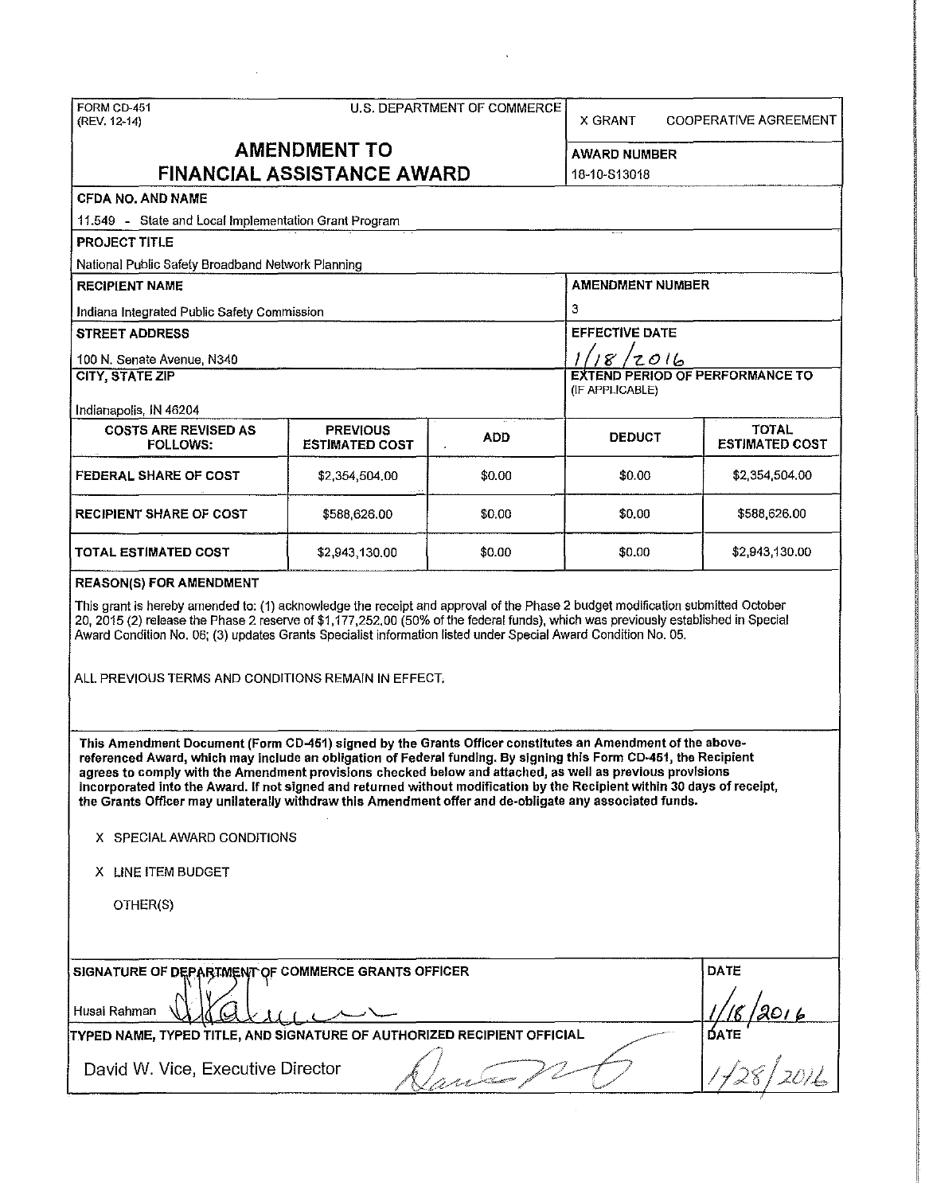FORM CD-451
(REV. 12-14)

U.S. DEPARTMENT OF COMMERCE

X GRANT    COOPERATIVE AGREEMENT

# AMENDMENT TO FINANCIAL ASSISTANCE AWARD

**AWARD NUMBER**

18-10-S13018

**CFDA NO. AND NAME**

11.549 - State and Local Implementation Grant Program

**PROJECT TITLE**

National Public Safety Broadband Network Planning

**RECIPIENT NAME**

Indiana Integrated Public Safety Commission

**AMENDMENT NUMBER**

3

**STREET ADDRESS**

100 N. Senate Avenue, N340

**EFFECTIVE DATE**

1/18/2016

**CITY, STATE ZIP**

Indianapolis, IN 46204

**EXTEND PERIOD OF PERFORMANCE TO** (IF APPLICABLE)

| COSTS ARE REVISED AS FOLLOWS: | PREVIOUS ESTIMATED COST | ADD | DEDUCT | TOTAL ESTIMATED COST |
|---|---|---|---|---|
| FEDERAL SHARE OF COST | $2,354,504.00 | $0.00 | $0.00 | $2,354,504.00 |
| RECIPIENT SHARE OF COST | $588,626.00 | $0.00 | $0.00 | $588,626.00 |
| TOTAL ESTIMATED COST | $2,943,130.00 | $0.00 | $0.00 | $2,943,130.00 |

**REASON(S) FOR AMENDMENT**

This grant is hereby amended to: (1) acknowledge the receipt and approval of the Phase 2 budget modification submitted October 20, 2015 (2) release the Phase 2 reserve of $1,177,252.00 (50% of the federal funds), which was previously established in Special Award Condition No. 06; (3) updates Grants Specialist information listed under Special Award Condition No. 05.

ALL PREVIOUS TERMS AND CONDITIONS REMAIN IN EFFECT.

**This Amendment Document (Form CD-451) signed by the Grants Officer constitutes an Amendment of the above-referenced Award, which may include an obligation of Federal funding. By signing this Form CD-451, the Recipient agrees to comply with the Amendment provisions checked below and attached, as well as previous provisions incorporated into the Award. If not signed and returned without modification by the Recipient within 30 days of receipt, the Grants Officer may unilaterally withdraw this Amendment offer and de-obligate any associated funds.**

X SPECIAL AWARD CONDITIONS

X LINE ITEM BUDGET

OTHER(S)

**SIGNATURE OF DEPARTMENT OF COMMERCE GRANTS OFFICER**

Husai Rahman

**DATE**

1/18/2016

**TYPED NAME, TYPED TITLE, AND SIGNATURE OF AUTHORIZED RECIPIENT OFFICIAL**

David W. Vice, Executive Director

**DATE**

1/28/2016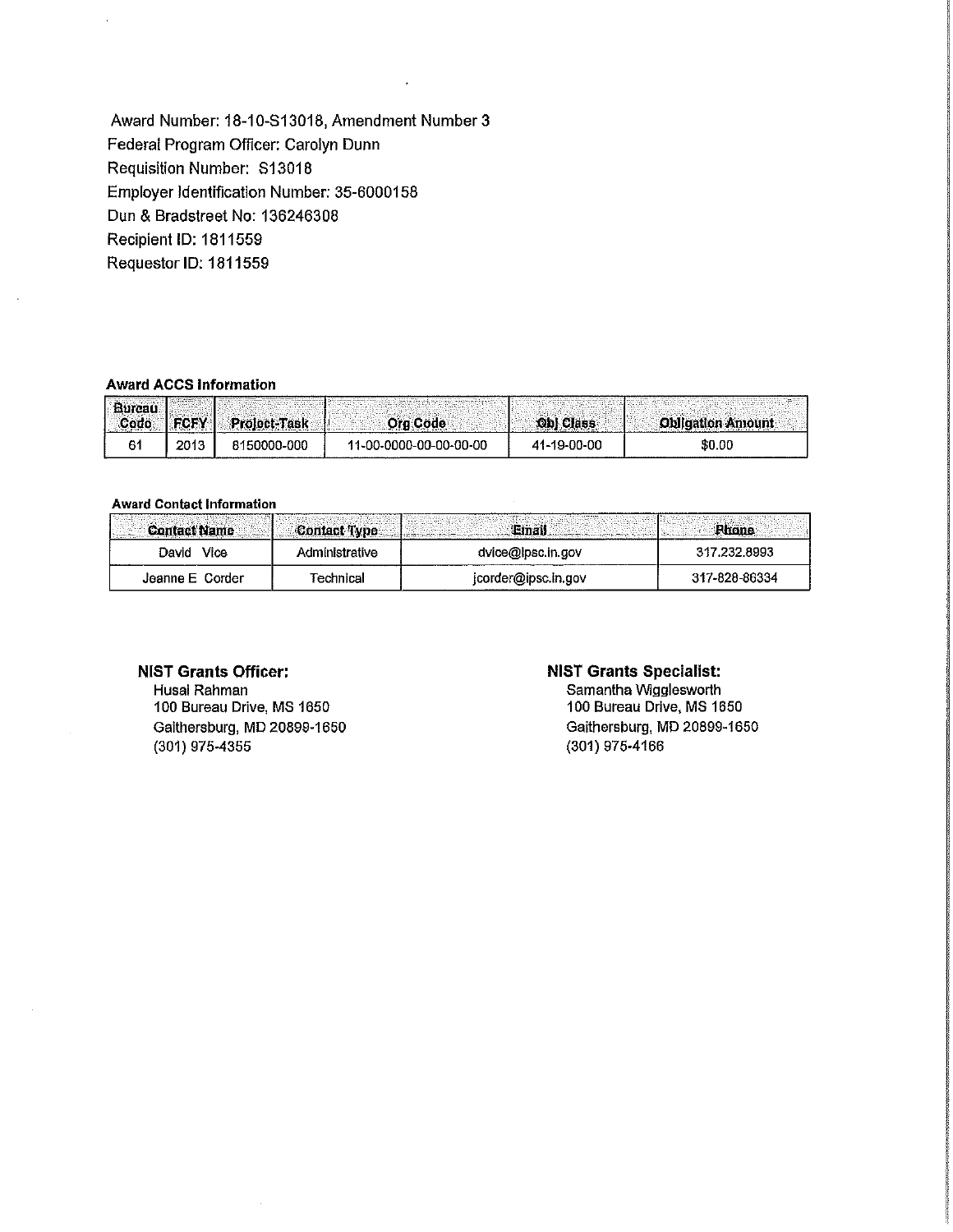Award Number: 18-10-S13018, Amendment Number 3
Federal Program Officer: Carolyn Dunn
Requisition Number: S13018
Employer Identification Number: 35-6000158
Dun & Bradstreet No: 136246308
Recipient ID: 1811559
Requestor ID: 1811559

**Award ACCS Information**

| Bureau Code | FCFY | Project-Task | Org Code | Obj Class | Obligation Amount |
|---|---|---|---|---|---|
| 61 | 2013 | 8150000-000 | 11-00-0000-00-00-00-00 | 41-19-00-00 | $0.00 |

**Award Contact Information**

| Contact Name | Contact Type | Email | Phone |
|---|---|---|---|
| David Vice | Administrative | dvice@ipsc.in.gov | 317.232.8993 |
| Jeanne E Corder | Technical | jcorder@ipsc.in.gov | 317-828-86334 |

**NIST Grants Officer:**
Husai Rahman
100 Bureau Drive, MS 1650
Gaithersburg, MD 20899-1650
(301) 975-4355

**NIST Grants Specialist:**
Samantha Wigglesworth
100 Bureau Drive, MS 1650
Gaithersburg, MD 20899-1650
(301) 975-4166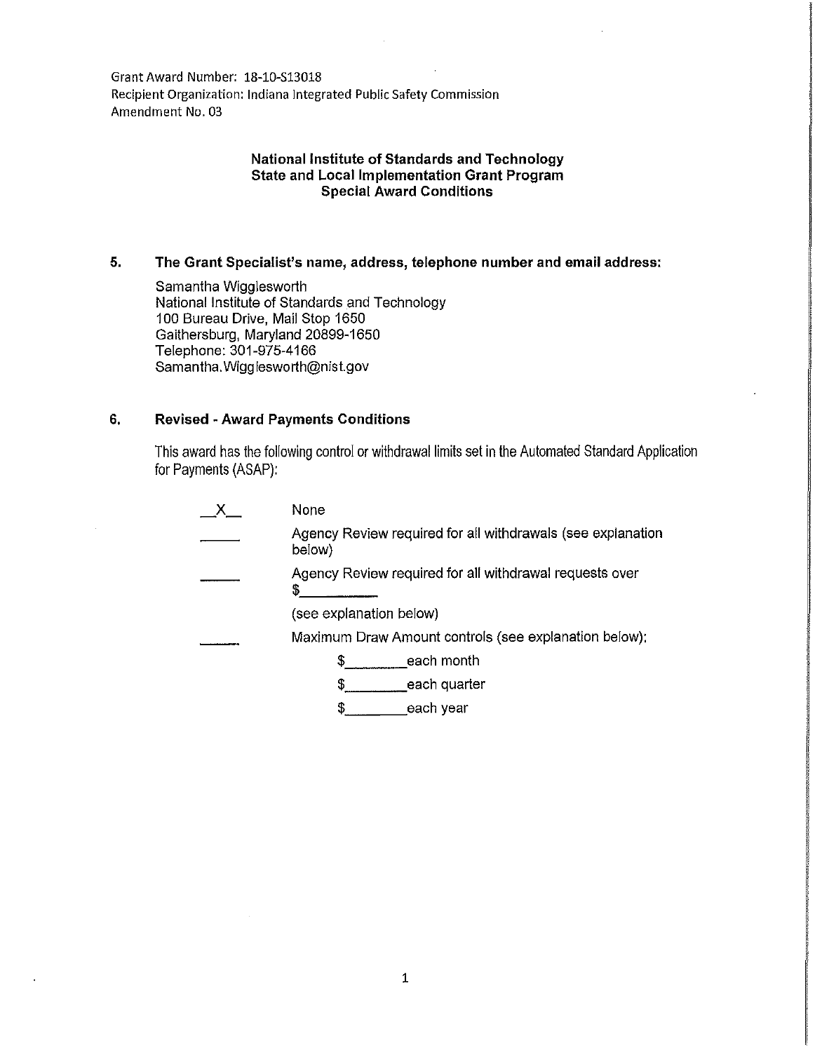Grant Award Number: 18-10-S13018
Recipient Organization: Indiana Integrated Public Safety Commission
Amendment No. 03

**National Institute of Standards and Technology**
**State and Local Implementation Grant Program**
**Special Award Conditions**

## 5. The Grant Specialist's name, address, telephone number and email address:

Samantha Wigglesworth
National Institute of Standards and Technology
100 Bureau Drive, Mail Stop 1650
Gaithersburg, Maryland 20899-1650
Telephone: 301-975-4166
Samantha.Wigglesworth@nist.gov

## 6. Revised - Award Payments Conditions

This award has the following control or withdrawal limits set in the Automated Standard Application for Payments (ASAP):

__X__ None

_____ Agency Review required for all withdrawals (see explanation below)

_____ Agency Review required for all withdrawal requests over $________ (see explanation below)

_____ Maximum Draw Amount controls (see explanation below):

$________ each month

$________ each quarter

$________ each year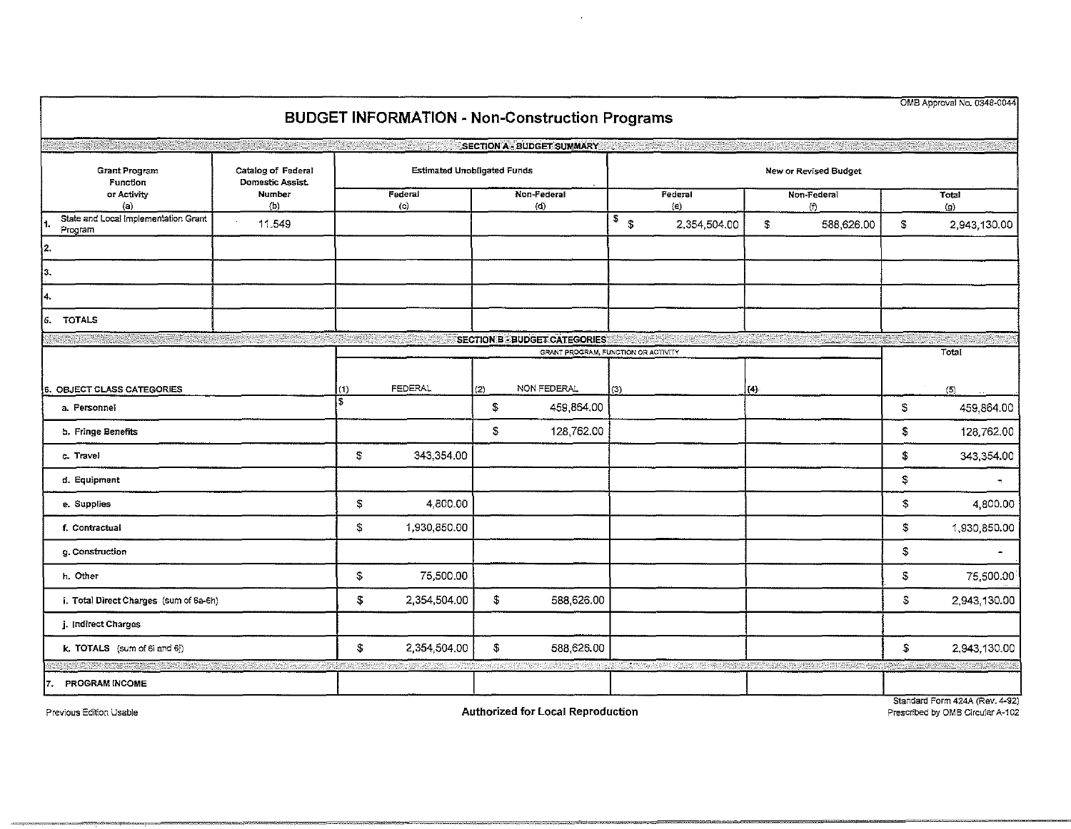OMB Approval No. 0348-0044

# BUDGET INFORMATION - Non-Construction Programs

## SECTION A - BUDGET SUMMARY

| Grant Program Function or Activity (a) | Catalog of Federal Domestic Assist. Number (b) | Estimated Unobligated Funds | | New or Revised Budget | | |
|---|---|---|---|---|---|---|
| | | Federal (c) | Non-Federal (d) | Federal (e) | Non-Federal (f) | Total (g) |
| 1. State and Local Implementation Grant Program | 11.549 | | | $ $ 2,354,504.00 | $ 588,626.00 | $ 2,943,130.00 |
| 2. | | | | | | |
| 3. | | | | | | |
| 4. | | | | | | |
| 5. TOTALS | | | | | | |

## SECTION B - BUDGET CATEGORIES

| 6. OBJECT CLASS CATEGORIES | GRANT PROGRAM, FUNCTION OR ACTIVITY | | | | Total |
|---|---|---|---|---|---|
| | (1) FEDERAL | (2) NON FEDERAL | (3) | (4) | (5) |
| a. Personnel | $ | $ 459,864.00 | | | $ 459,864.00 |
| b. Fringe Benefits | | $ 128,762.00 | | | $ 128,762.00 |
| c. Travel | $ 343,354.00 | | | | $ 343,354.00 |
| d. Equipment | | | | | $ - |
| e. Supplies | $ 4,800.00 | | | | $ 4,800.00 |
| f. Contractual | $ 1,930,850.00 | | | | $ 1,930,850.00 |
| g. Construction | | | | | $ - |
| h. Other | $ 75,500.00 | | | | $ 75,500.00 |
| i. Total Direct Charges (sum of 6a-6h) | $ 2,354,504.00 | $ 588,626.00 | | | $ 2,943,130.00 |
| j. Indirect Charges | | | | | |
| k. TOTALS (sum of 6i and 6j) | $ 2,354,504.00 | $ 588,626.00 | | | $ 2,943,130.00 |
| 7. PROGRAM INCOME | | | | | |

Previous Edition Usable

**Authorized for Local Reproduction**

Standard Form 424A (Rev. 4-92)
Prescribed by OMB Circular A-102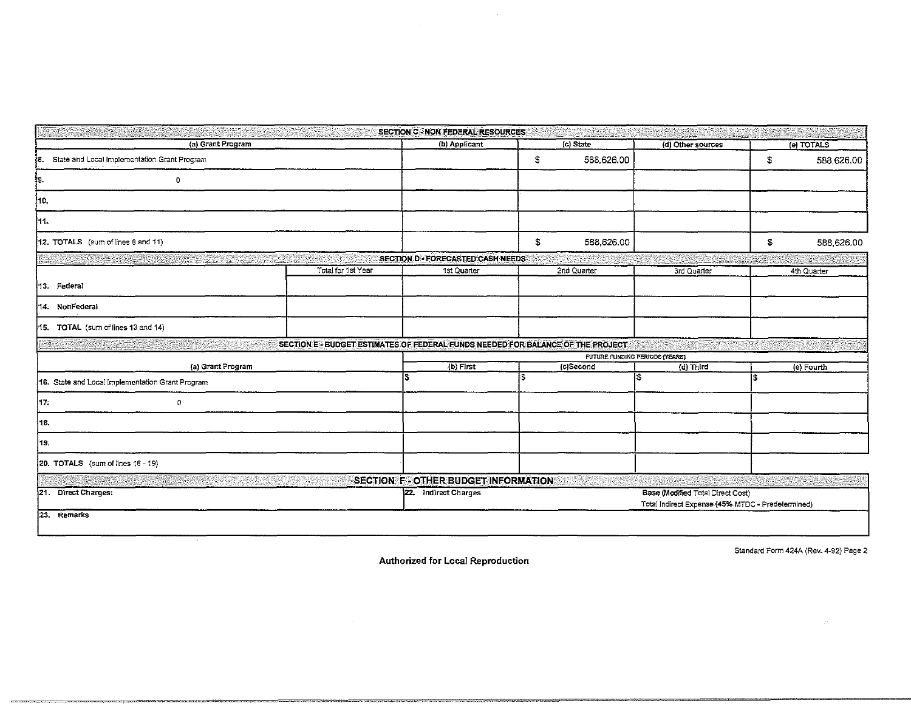| SECTION C - NON FEDERAL RESOURCES | | | | |
|---|---|---|---|---|
| (a) Grant Program | (b) Applicant | (c) State | (d) Other sources | (e) TOTALS |
| 8. State and Local Implementation Grant Program | | $ 588,626.00 | | $ 588,626.00 |
| 9. 0 | | | | |
| 10. | | | | |
| 11. | | | | |
| 12. TOTALS (sum of lines 8 and 11) | | $ 588,626.00 | | $ 588,626.00 |

| SECTION D - FORECASTED CASH NEEDS | | | | | |
|---|---|---|---|---|---|
| | Total for 1st Year | 1st Quarter | 2nd Quarter | 3rd Quarter | 4th Quarter |
| 13. Federal | | | | | |
| 14. NonFederal | | | | | |
| 15. TOTAL (sum of lines 13 and 14) | | | | | |

| SECTION E - BUDGET ESTIMATES OF FEDERAL FUNDS NEEDED FOR BALANCE OF THE PROJECT | | | | |
|---|---|---|---|---|
| | FUTURE FUNDING PERIODS (YEARS) | | | |
| (a) Grant Program | (b) First | (c)Second | (d) Third | (e) Fourth |
| 16. State and Local Implementation Grant Program | $ | $ | $ | $ |
| 17. 0 | | | | |
| 18. | | | | |
| 19. | | | | |
| 20. TOTALS (sum of lines 16 - 19) | | | | |

| SECTION F - OTHER BUDGET INFORMATION | | |
|---|---|---|
| 21. Direct Charges: | 22. Indirect Charges | Base (Modified Total Direct Cost)<br>Total Indirect Expense (45% MTDC - Predetermined) |
| 23. Remarks | | |

**Authorized for Local Reproduction**

Standard Form 424A (Rev. 4-92) Page 2